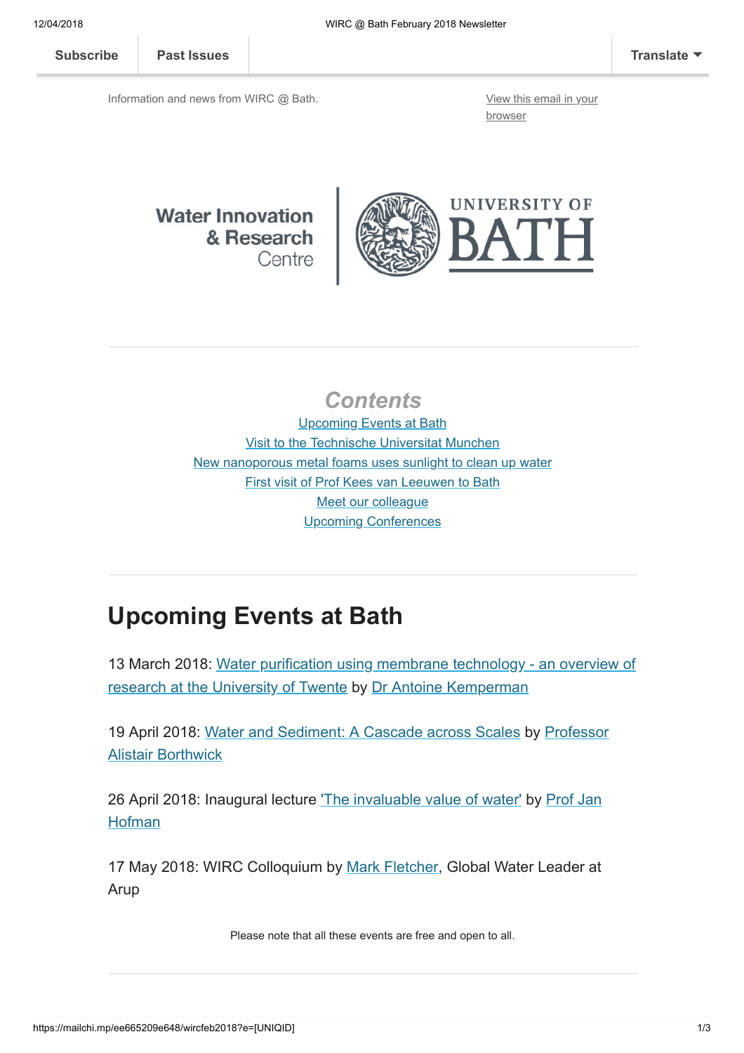Subscribe | Past Issues | Translate

Information and news from WIRC @ Bath.

View this email in your browser

Water Innovation & Research Centre | UNIVERSITY OF BATH

## Contents

Upcoming Events at Bath
Visit to the Technische Universitat Munchen
New nanoporous metal foams uses sunlight to clean up water
First visit of Prof Kees van Leeuwen to Bath
Meet our colleague
Upcoming Conferences

# Upcoming Events at Bath

13 March 2018: Water purification using membrane technology - an overview of research at the University of Twente by Dr Antoine Kemperman

19 April 2018: Water and Sediment: A Cascade across Scales by Professor Alistair Borthwick

26 April 2018: Inaugural lecture 'The invaluable value of water' by Prof Jan Hofman

17 May 2018: WIRC Colloquium by Mark Fletcher, Global Water Leader at Arup

Please note that all these events are free and open to all.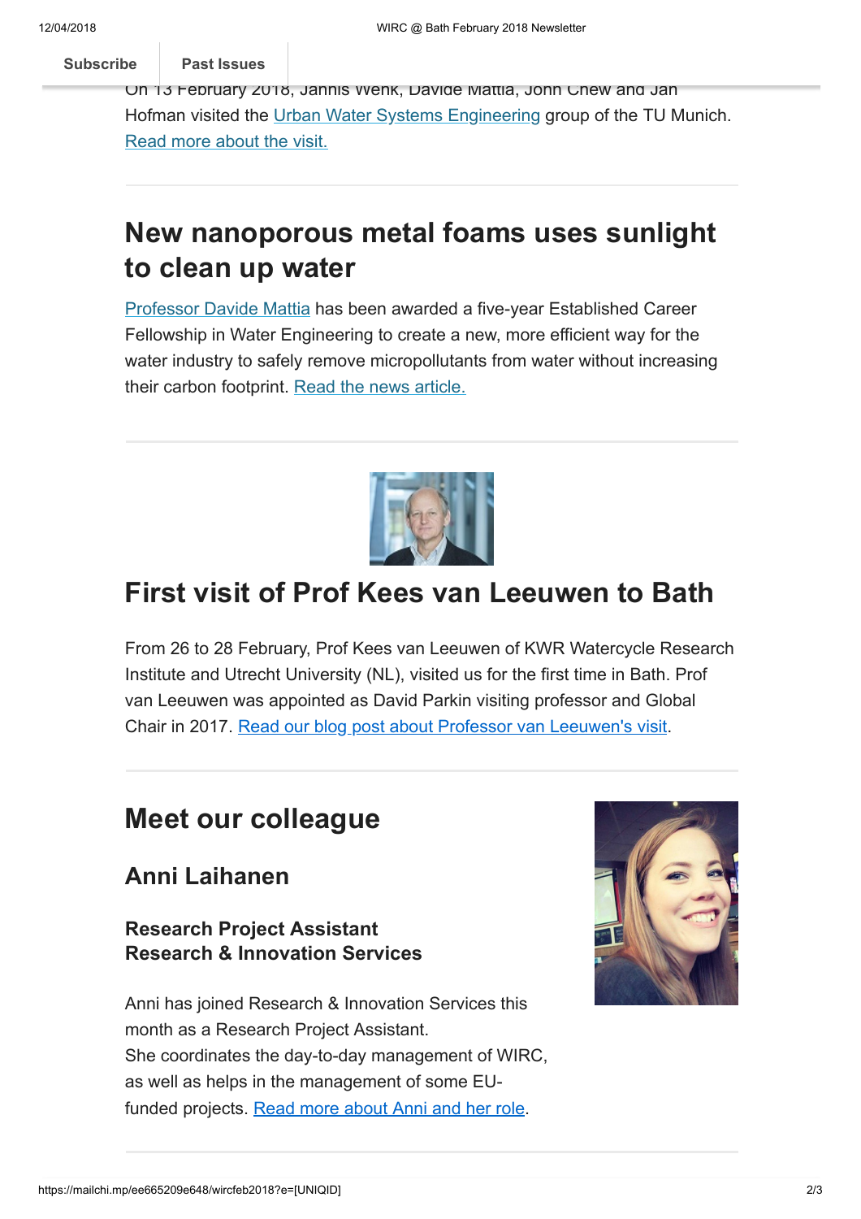On 13 February 2018, Jannis Wenk, Davide Mattia, John Chew and Jan Hofman visited the Urban Water Systems Engineering group of the TU Munich. Read more about the visit.

---

## New nanoporous metal foams uses sunlight to clean up water

Professor Davide Mattia has been awarded a five-year Established Career Fellowship in Water Engineering to create a new, more efficient way for the water industry to safely remove micropollutants from water without increasing their carbon footprint. Read the news article.

---

## First visit of Prof Kees van Leeuwen to Bath

From 26 to 28 February, Prof Kees van Leeuwen of KWR Watercycle Research Institute and Utrecht University (NL), visited us for the first time in Bath. Prof van Leeuwen was appointed as David Parkin visiting professor and Global Chair in 2017. Read our blog post about Professor van Leeuwen's visit.

---

## Meet our colleague

### Anni Laihanen

**Research Project Assistant**
**Research & Innovation Services**

Anni has joined Research & Innovation Services this month as a Research Project Assistant.
She coordinates the day-to-day management of WIRC, as well as helps in the management of some EU-funded projects. Read more about Anni and her role.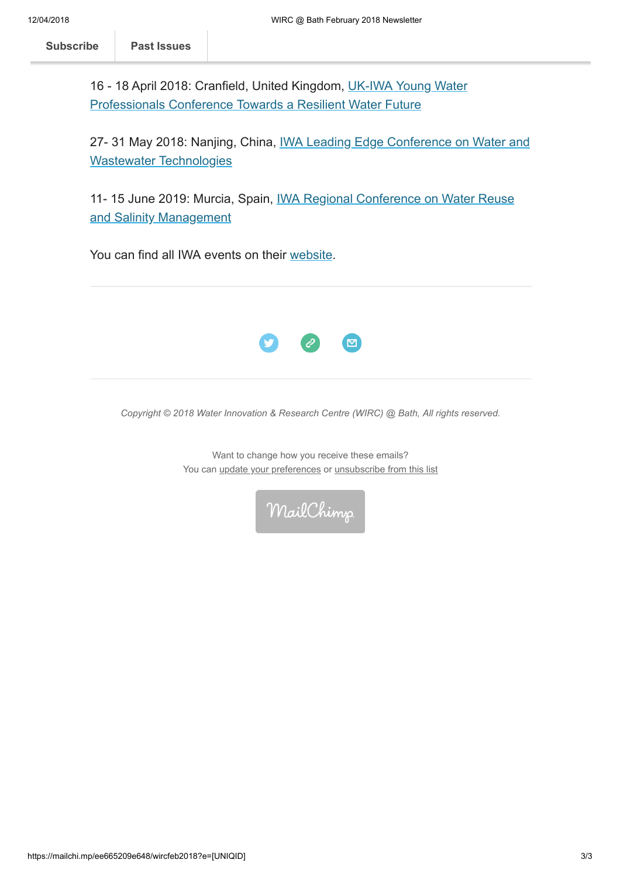Subscribe | Past Issues

16 - 18 April 2018: Cranfield, United Kingdom, UK-IWA Young Water Professionals Conference Towards a Resilient Water Future

27- 31 May 2018: Nanjing, China, IWA Leading Edge Conference on Water and Wastewater Technologies

11- 15 June 2019: Murcia, Spain, IWA Regional Conference on Water Reuse and Salinity Management

You can find all IWA events on their website.

---

---

*Copyright © 2018 Water Innovation & Research Centre (WIRC) @ Bath, All rights reserved.*

Want to change how you receive these emails?
You can update your preferences or unsubscribe from this list

MailChimp